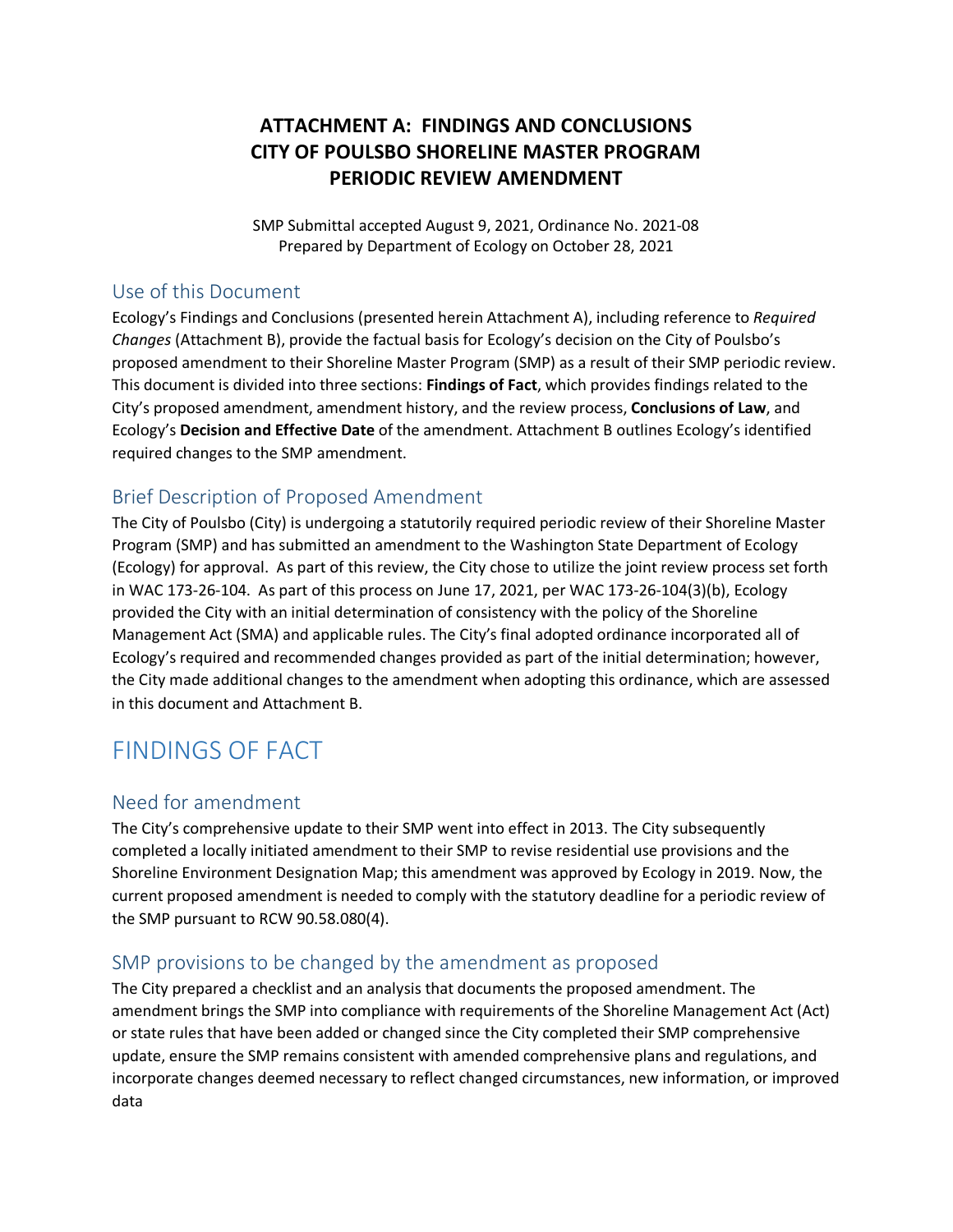# ATTACHMENT A: FINDINGS AND CONCLUSIONS CITY OF POULSBO SHORELINE MASTER PROGRAM PERIODIC REVIEW AMENDMENT

SMP Submittal accepted August 9, 2021, Ordinance No. 2021-08
Prepared by Department of Ecology on October 28, 2021

## Use of this Document

Ecology's Findings and Conclusions (presented herein Attachment A), including reference to *Required Changes* (Attachment B), provide the factual basis for Ecology's decision on the City of Poulsbo's proposed amendment to their Shoreline Master Program (SMP) as a result of their SMP periodic review. This document is divided into three sections: **Findings of Fact**, which provides findings related to the City's proposed amendment, amendment history, and the review process, **Conclusions of Law**, and Ecology's **Decision and Effective Date** of the amendment. Attachment B outlines Ecology's identified required changes to the SMP amendment.

## Brief Description of Proposed Amendment

The City of Poulsbo (City) is undergoing a statutorily required periodic review of their Shoreline Master Program (SMP) and has submitted an amendment to the Washington State Department of Ecology (Ecology) for approval. As part of this review, the City chose to utilize the joint review process set forth in WAC 173-26-104. As part of this process on June 17, 2021, per WAC 173-26-104(3)(b), Ecology provided the City with an initial determination of consistency with the policy of the Shoreline Management Act (SMA) and applicable rules. The City's final adopted ordinance incorporated all of Ecology's required and recommended changes provided as part of the initial determination; however, the City made additional changes to the amendment when adopting this ordinance, which are assessed in this document and Attachment B.

# FINDINGS OF FACT

## Need for amendment

The City's comprehensive update to their SMP went into effect in 2013. The City subsequently completed a locally initiated amendment to their SMP to revise residential use provisions and the Shoreline Environment Designation Map; this amendment was approved by Ecology in 2019. Now, the current proposed amendment is needed to comply with the statutory deadline for a periodic review of the SMP pursuant to RCW 90.58.080(4).

## SMP provisions to be changed by the amendment as proposed

The City prepared a checklist and an analysis that documents the proposed amendment. The amendment brings the SMP into compliance with requirements of the Shoreline Management Act (Act) or state rules that have been added or changed since the City completed their SMP comprehensive update, ensure the SMP remains consistent with amended comprehensive plans and regulations, and incorporate changes deemed necessary to reflect changed circumstances, new information, or improved data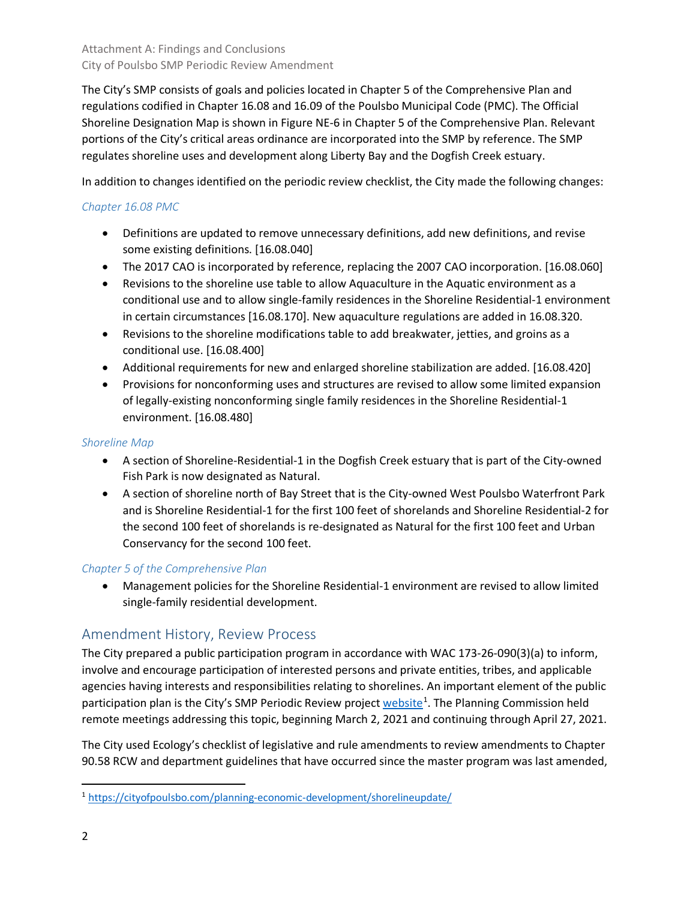The City's SMP consists of goals and policies located in Chapter 5 of the Comprehensive Plan and regulations codified in Chapter 16.08 and 16.09 of the Poulsbo Municipal Code (PMC). The Official Shoreline Designation Map is shown in Figure NE-6 in Chapter 5 of the Comprehensive Plan. Relevant portions of the City's critical areas ordinance are incorporated into the SMP by reference. The SMP regulates shoreline uses and development along Liberty Bay and the Dogfish Creek estuary.

In addition to changes identified on the periodic review checklist, the City made the following changes:

### *Chapter 16.08 PMC*

- Definitions are updated to remove unnecessary definitions, add new definitions, and revise some existing definitions. [16.08.040]
- The 2017 CAO is incorporated by reference, replacing the 2007 CAO incorporation. [16.08.060]
- Revisions to the shoreline use table to allow Aquaculture in the Aquatic environment as a conditional use and to allow single-family residences in the Shoreline Residential-1 environment in certain circumstances [16.08.170]. New aquaculture regulations are added in 16.08.320.
- Revisions to the shoreline modifications table to add breakwater, jetties, and groins as a conditional use. [16.08.400]
- Additional requirements for new and enlarged shoreline stabilization are added. [16.08.420]
- Provisions for nonconforming uses and structures are revised to allow some limited expansion of legally-existing nonconforming single family residences in the Shoreline Residential-1 environment. [16.08.480]

### *Shoreline Map*

- A section of Shoreline-Residential-1 in the Dogfish Creek estuary that is part of the City-owned Fish Park is now designated as Natural.
- A section of shoreline north of Bay Street that is the City-owned West Poulsbo Waterfront Park and is Shoreline Residential-1 for the first 100 feet of shorelands and Shoreline Residential-2 for the second 100 feet of shorelands is re-designated as Natural for the first 100 feet and Urban Conservancy for the second 100 feet.

### *Chapter 5 of the Comprehensive Plan*

- Management policies for the Shoreline Residential-1 environment are revised to allow limited single-family residential development.

## Amendment History, Review Process

The City prepared a public participation program in accordance with WAC 173-26-090(3)(a) to inform, involve and encourage participation of interested persons and private entities, tribes, and applicable agencies having interests and responsibilities relating to shorelines. An important element of the public participation plan is the City's SMP Periodic Review project website[1]. The Planning Commission held remote meetings addressing this topic, beginning March 2, 2021 and continuing through April 27, 2021.

The City used Ecology's checklist of legislative and rule amendments to review amendments to Chapter 90.58 RCW and department guidelines that have occurred since the master program was last amended,

[1] https://cityofpoulsbo.com/planning-economic-development/shorelineupdate/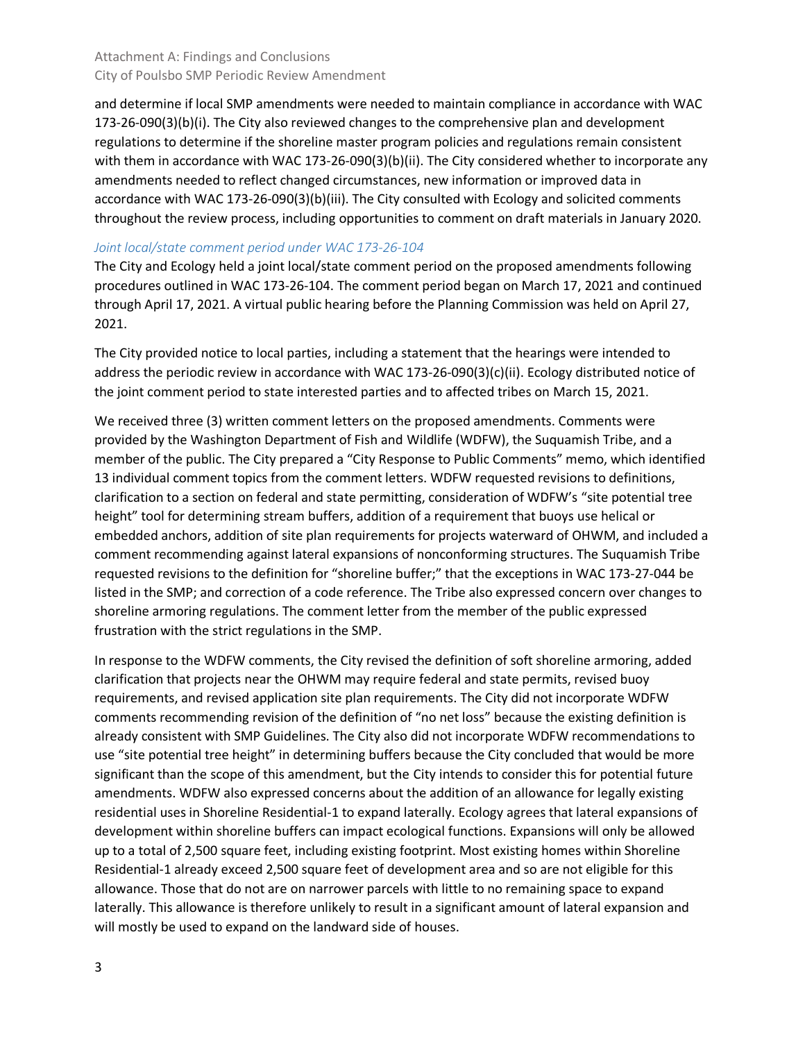and determine if local SMP amendments were needed to maintain compliance in accordance with WAC 173-26-090(3)(b)(i). The City also reviewed changes to the comprehensive plan and development regulations to determine if the shoreline master program policies and regulations remain consistent with them in accordance with WAC 173-26-090(3)(b)(ii). The City considered whether to incorporate any amendments needed to reflect changed circumstances, new information or improved data in accordance with WAC 173-26-090(3)(b)(iii). The City consulted with Ecology and solicited comments throughout the review process, including opportunities to comment on draft materials in January 2020.

### *Joint local/state comment period under WAC 173-26-104*

The City and Ecology held a joint local/state comment period on the proposed amendments following procedures outlined in WAC 173-26-104. The comment period began on March 17, 2021 and continued through April 17, 2021. A virtual public hearing before the Planning Commission was held on April 27, 2021.

The City provided notice to local parties, including a statement that the hearings were intended to address the periodic review in accordance with WAC 173-26-090(3)(c)(ii). Ecology distributed notice of the joint comment period to state interested parties and to affected tribes on March 15, 2021.

We received three (3) written comment letters on the proposed amendments. Comments were provided by the Washington Department of Fish and Wildlife (WDFW), the Suquamish Tribe, and a member of the public. The City prepared a "City Response to Public Comments" memo, which identified 13 individual comment topics from the comment letters. WDFW requested revisions to definitions, clarification to a section on federal and state permitting, consideration of WDFW's "site potential tree height" tool for determining stream buffers, addition of a requirement that buoys use helical or embedded anchors, addition of site plan requirements for projects waterward of OHWM, and included a comment recommending against lateral expansions of nonconforming structures. The Suquamish Tribe requested revisions to the definition for "shoreline buffer;" that the exceptions in WAC 173-27-044 be listed in the SMP; and correction of a code reference. The Tribe also expressed concern over changes to shoreline armoring regulations. The comment letter from the member of the public expressed frustration with the strict regulations in the SMP.

In response to the WDFW comments, the City revised the definition of soft shoreline armoring, added clarification that projects near the OHWM may require federal and state permits, revised buoy requirements, and revised application site plan requirements. The City did not incorporate WDFW comments recommending revision of the definition of "no net loss" because the existing definition is already consistent with SMP Guidelines. The City also did not incorporate WDFW recommendations to use "site potential tree height" in determining buffers because the City concluded that would be more significant than the scope of this amendment, but the City intends to consider this for potential future amendments. WDFW also expressed concerns about the addition of an allowance for legally existing residential uses in Shoreline Residential-1 to expand laterally. Ecology agrees that lateral expansions of development within shoreline buffers can impact ecological functions. Expansions will only be allowed up to a total of 2,500 square feet, including existing footprint. Most existing homes within Shoreline Residential-1 already exceed 2,500 square feet of development area and so are not eligible for this allowance. Those that do not are on narrower parcels with little to no remaining space to expand laterally. This allowance is therefore unlikely to result in a significant amount of lateral expansion and will mostly be used to expand on the landward side of houses.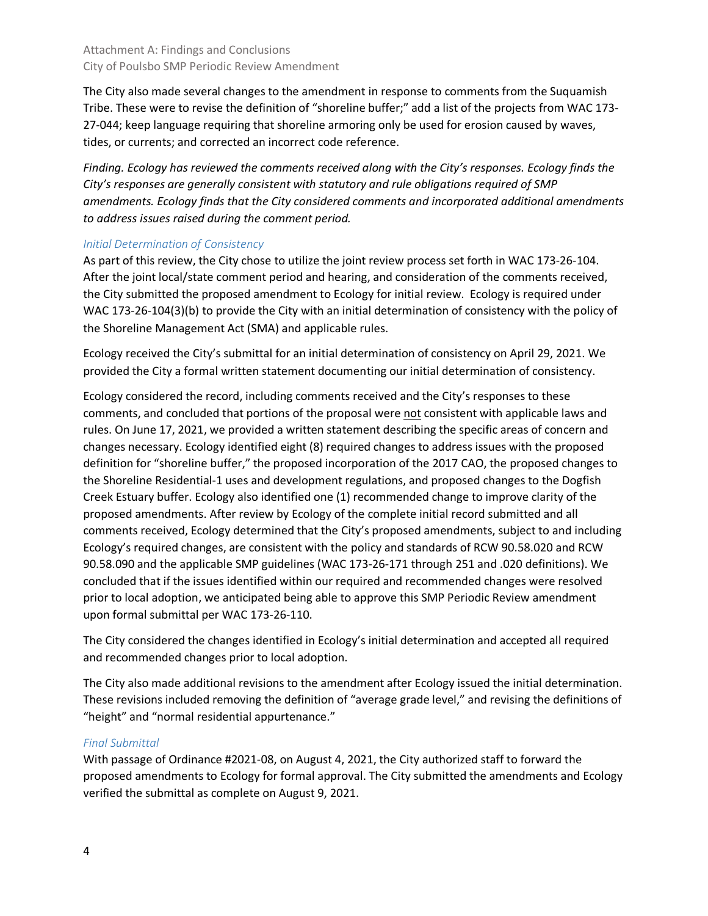The City also made several changes to the amendment in response to comments from the Suquamish Tribe. These were to revise the definition of "shoreline buffer;" add a list of the projects from WAC 173-27-044; keep language requiring that shoreline armoring only be used for erosion caused by waves, tides, or currents; and corrected an incorrect code reference.

*Finding. Ecology has reviewed the comments received along with the City's responses. Ecology finds the City's responses are generally consistent with statutory and rule obligations required of SMP amendments. Ecology finds that the City considered comments and incorporated additional amendments to address issues raised during the comment period.*

### *Initial Determination of Consistency*

As part of this review, the City chose to utilize the joint review process set forth in WAC 173-26-104. After the joint local/state comment period and hearing, and consideration of the comments received, the City submitted the proposed amendment to Ecology for initial review. Ecology is required under WAC 173-26-104(3)(b) to provide the City with an initial determination of consistency with the policy of the Shoreline Management Act (SMA) and applicable rules.

Ecology received the City's submittal for an initial determination of consistency on April 29, 2021. We provided the City a formal written statement documenting our initial determination of consistency.

Ecology considered the record, including comments received and the City's responses to these comments, and concluded that portions of the proposal were <u>not</u> consistent with applicable laws and rules. On June 17, 2021, we provided a written statement describing the specific areas of concern and changes necessary. Ecology identified eight (8) required changes to address issues with the proposed definition for "shoreline buffer," the proposed incorporation of the 2017 CAO, the proposed changes to the Shoreline Residential-1 uses and development regulations, and proposed changes to the Dogfish Creek Estuary buffer. Ecology also identified one (1) recommended change to improve clarity of the proposed amendments. After review by Ecology of the complete initial record submitted and all comments received, Ecology determined that the City's proposed amendments, subject to and including Ecology's required changes, are consistent with the policy and standards of RCW 90.58.020 and RCW 90.58.090 and the applicable SMP guidelines (WAC 173-26-171 through 251 and .020 definitions). We concluded that if the issues identified within our required and recommended changes were resolved prior to local adoption, we anticipated being able to approve this SMP Periodic Review amendment upon formal submittal per WAC 173-26-110.

The City considered the changes identified in Ecology's initial determination and accepted all required and recommended changes prior to local adoption.

The City also made additional revisions to the amendment after Ecology issued the initial determination. These revisions included removing the definition of "average grade level," and revising the definitions of "height" and "normal residential appurtenance."

### *Final Submittal*

With passage of Ordinance #2021-08, on August 4, 2021, the City authorized staff to forward the proposed amendments to Ecology for formal approval. The City submitted the amendments and Ecology verified the submittal as complete on August 9, 2021.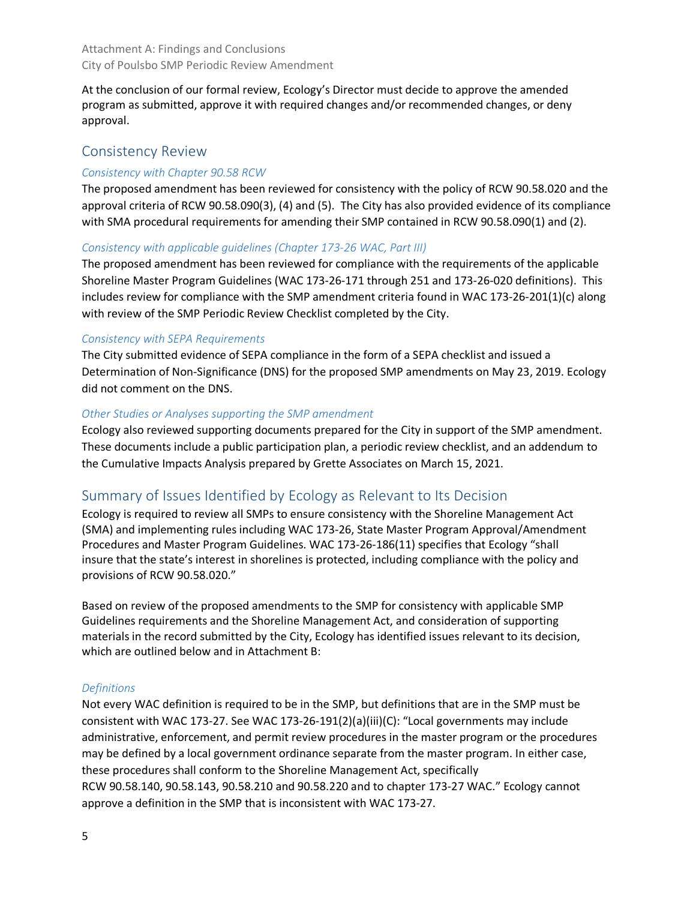At the conclusion of our formal review, Ecology's Director must decide to approve the amended program as submitted, approve it with required changes and/or recommended changes, or deny approval.

## Consistency Review

### *Consistency with Chapter 90.58 RCW*

The proposed amendment has been reviewed for consistency with the policy of RCW 90.58.020 and the approval criteria of RCW 90.58.090(3), (4) and (5). The City has also provided evidence of its compliance with SMA procedural requirements for amending their SMP contained in RCW 90.58.090(1) and (2).

### *Consistency with applicable guidelines (Chapter 173-26 WAC, Part III)*

The proposed amendment has been reviewed for compliance with the requirements of the applicable Shoreline Master Program Guidelines (WAC 173-26-171 through 251 and 173-26-020 definitions). This includes review for compliance with the SMP amendment criteria found in WAC 173-26-201(1)(c) along with review of the SMP Periodic Review Checklist completed by the City.

### *Consistency with SEPA Requirements*

The City submitted evidence of SEPA compliance in the form of a SEPA checklist and issued a Determination of Non-Significance (DNS) for the proposed SMP amendments on May 23, 2019. Ecology did not comment on the DNS.

### *Other Studies or Analyses supporting the SMP amendment*

Ecology also reviewed supporting documents prepared for the City in support of the SMP amendment. These documents include a public participation plan, a periodic review checklist, and an addendum to the Cumulative Impacts Analysis prepared by Grette Associates on March 15, 2021.

## Summary of Issues Identified by Ecology as Relevant to Its Decision

Ecology is required to review all SMPs to ensure consistency with the Shoreline Management Act (SMA) and implementing rules including WAC 173-26, State Master Program Approval/Amendment Procedures and Master Program Guidelines. WAC 173-26-186(11) specifies that Ecology "shall insure that the state's interest in shorelines is protected, including compliance with the policy and provisions of RCW 90.58.020."

Based on review of the proposed amendments to the SMP for consistency with applicable SMP Guidelines requirements and the Shoreline Management Act, and consideration of supporting materials in the record submitted by the City, Ecology has identified issues relevant to its decision, which are outlined below and in Attachment B:

### *Definitions*

Not every WAC definition is required to be in the SMP, but definitions that are in the SMP must be consistent with WAC 173-27. See WAC 173-26-191(2)(a)(iii)(C): "Local governments may include administrative, enforcement, and permit review procedures in the master program or the procedures may be defined by a local government ordinance separate from the master program. In either case, these procedures shall conform to the Shoreline Management Act, specifically RCW 90.58.140, 90.58.143, 90.58.210 and 90.58.220 and to chapter 173-27 WAC." Ecology cannot approve a definition in the SMP that is inconsistent with WAC 173-27.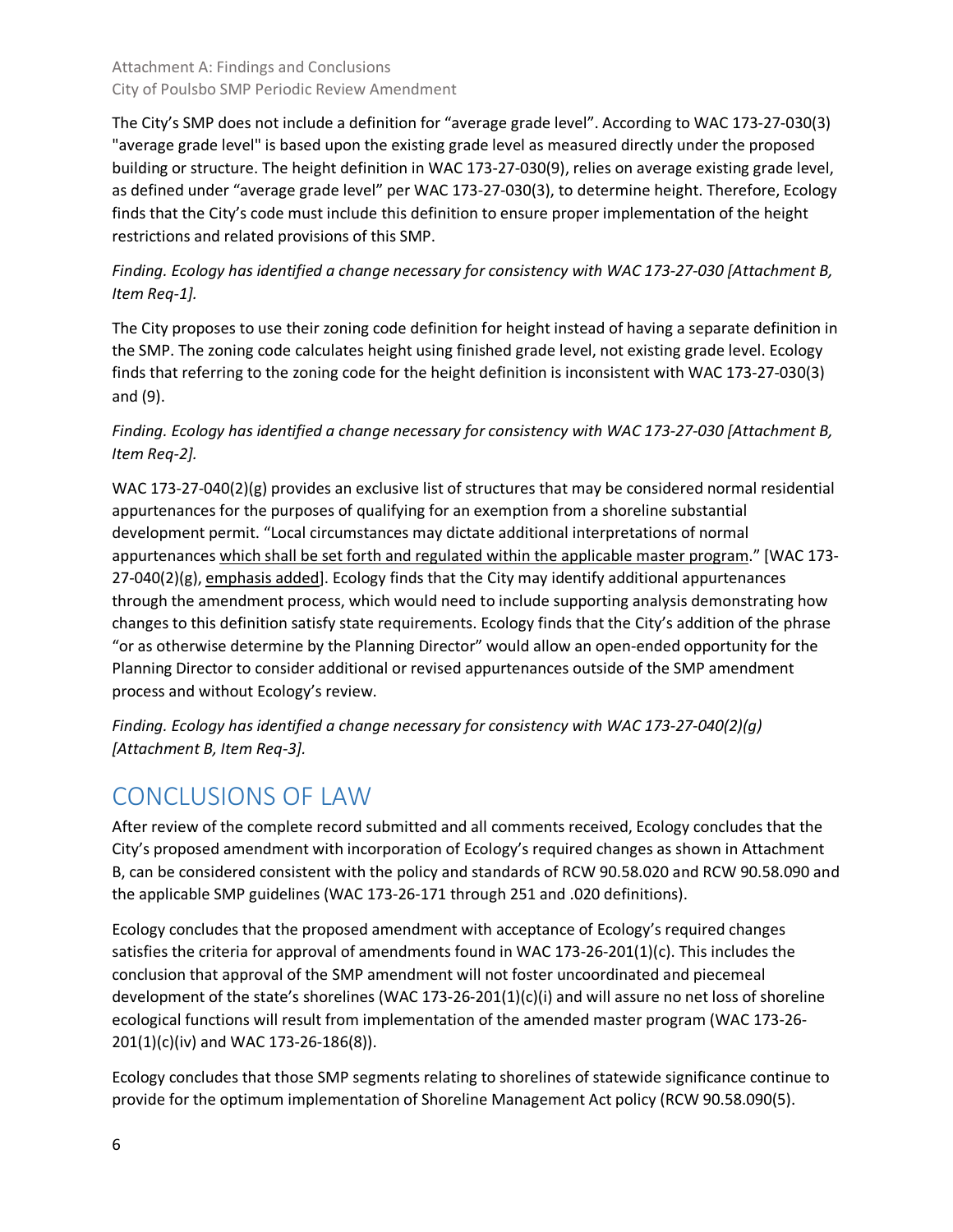The City's SMP does not include a definition for "average grade level". According to WAC 173-27-030(3) "average grade level" is based upon the existing grade level as measured directly under the proposed building or structure. The height definition in WAC 173-27-030(9), relies on average existing grade level, as defined under "average grade level" per WAC 173-27-030(3), to determine height. Therefore, Ecology finds that the City's code must include this definition to ensure proper implementation of the height restrictions and related provisions of this SMP.

*Finding. Ecology has identified a change necessary for consistency with WAC 173-27-030 [Attachment B, Item Req-1].*

The City proposes to use their zoning code definition for height instead of having a separate definition in the SMP. The zoning code calculates height using finished grade level, not existing grade level. Ecology finds that referring to the zoning code for the height definition is inconsistent with WAC 173-27-030(3) and (9).

*Finding. Ecology has identified a change necessary for consistency with WAC 173-27-030 [Attachment B, Item Req-2].*

WAC 173-27-040(2)(g) provides an exclusive list of structures that may be considered normal residential appurtenances for the purposes of qualifying for an exemption from a shoreline substantial development permit. "Local circumstances may dictate additional interpretations of normal appurtenances <u>which shall be set forth and regulated within the applicable master program</u>." [WAC 173-27-040(2)(g), <u>emphasis added</u>]. Ecology finds that the City may identify additional appurtenances through the amendment process, which would need to include supporting analysis demonstrating how changes to this definition satisfy state requirements. Ecology finds that the City's addition of the phrase "or as otherwise determine by the Planning Director" would allow an open-ended opportunity for the Planning Director to consider additional or revised appurtenances outside of the SMP amendment process and without Ecology's review.

*Finding. Ecology has identified a change necessary for consistency with WAC 173-27-040(2)(g) [Attachment B, Item Req-3].*

# CONCLUSIONS OF LAW

After review of the complete record submitted and all comments received, Ecology concludes that the City's proposed amendment with incorporation of Ecology's required changes as shown in Attachment B, can be considered consistent with the policy and standards of RCW 90.58.020 and RCW 90.58.090 and the applicable SMP guidelines (WAC 173-26-171 through 251 and .020 definitions).

Ecology concludes that the proposed amendment with acceptance of Ecology's required changes satisfies the criteria for approval of amendments found in WAC 173-26-201(1)(c). This includes the conclusion that approval of the SMP amendment will not foster uncoordinated and piecemeal development of the state's shorelines (WAC 173-26-201(1)(c)(i) and will assure no net loss of shoreline ecological functions will result from implementation of the amended master program (WAC 173-26-201(1)(c)(iv) and WAC 173-26-186(8)).

Ecology concludes that those SMP segments relating to shorelines of statewide significance continue to provide for the optimum implementation of Shoreline Management Act policy (RCW 90.58.090(5).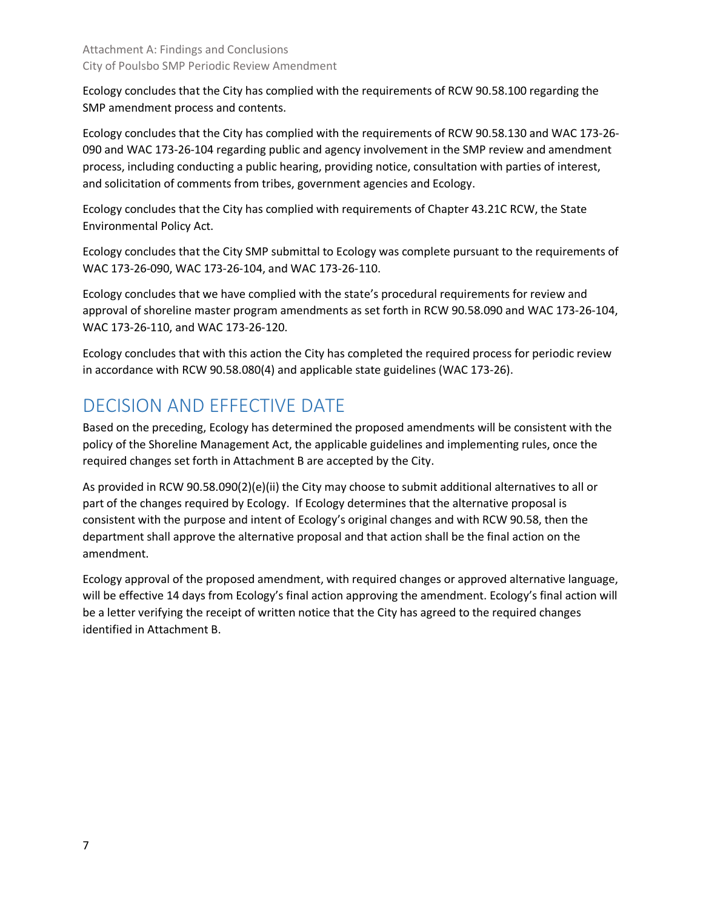Ecology concludes that the City has complied with the requirements of RCW 90.58.100 regarding the SMP amendment process and contents.

Ecology concludes that the City has complied with the requirements of RCW 90.58.130 and WAC 173-26-090 and WAC 173-26-104 regarding public and agency involvement in the SMP review and amendment process, including conducting a public hearing, providing notice, consultation with parties of interest, and solicitation of comments from tribes, government agencies and Ecology.

Ecology concludes that the City has complied with requirements of Chapter 43.21C RCW, the State Environmental Policy Act.

Ecology concludes that the City SMP submittal to Ecology was complete pursuant to the requirements of WAC 173-26-090, WAC 173-26-104, and WAC 173-26-110.

Ecology concludes that we have complied with the state's procedural requirements for review and approval of shoreline master program amendments as set forth in RCW 90.58.090 and WAC 173-26-104, WAC 173-26-110, and WAC 173-26-120.

Ecology concludes that with this action the City has completed the required process for periodic review in accordance with RCW 90.58.080(4) and applicable state guidelines (WAC 173-26).

## DECISION AND EFFECTIVE DATE

Based on the preceding, Ecology has determined the proposed amendments will be consistent with the policy of the Shoreline Management Act, the applicable guidelines and implementing rules, once the required changes set forth in Attachment B are accepted by the City.

As provided in RCW 90.58.090(2)(e)(ii) the City may choose to submit additional alternatives to all or part of the changes required by Ecology. If Ecology determines that the alternative proposal is consistent with the purpose and intent of Ecology's original changes and with RCW 90.58, then the department shall approve the alternative proposal and that action shall be the final action on the amendment.

Ecology approval of the proposed amendment, with required changes or approved alternative language, will be effective 14 days from Ecology's final action approving the amendment. Ecology's final action will be a letter verifying the receipt of written notice that the City has agreed to the required changes identified in Attachment B.